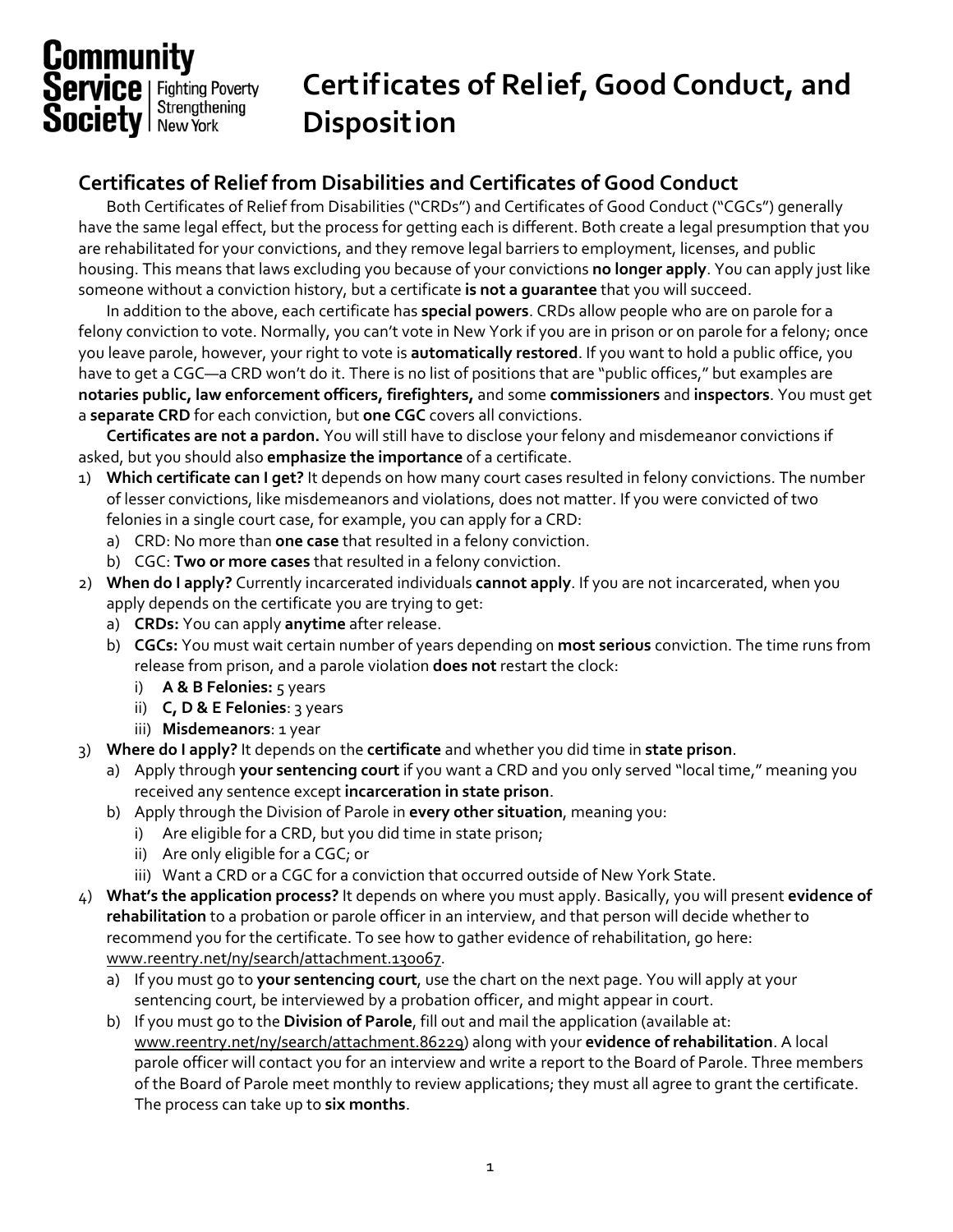Community Service Society | Fighting Poverty Strengthening New York

# Certificates of Relief, Good Conduct, and Disposition

## Certificates of Relief from Disabilities and Certificates of Good Conduct

Both Certificates of Relief from Disabilities ("CRDs") and Certificates of Good Conduct ("CGCs") generally have the same legal effect, but the process for getting each is different. Both create a legal presumption that you are rehabilitated for your convictions, and they remove legal barriers to employment, licenses, and public housing. This means that laws excluding you because of your convictions **no longer apply**. You can apply just like someone without a conviction history, but a certificate **is not a guarantee** that you will succeed.

In addition to the above, each certificate has **special powers**. CRDs allow people who are on parole for a felony conviction to vote. Normally, you can't vote in New York if you are in prison or on parole for a felony; once you leave parole, however, your right to vote is **automatically restored**. If you want to hold a public office, you have to get a CGC—a CRD won't do it. There is no list of positions that are "public offices," but examples are **notaries public, law enforcement officers, firefighters,** and some **commissioners** and **inspectors**. You must get a **separate CRD** for each conviction, but **one CGC** covers all convictions.

**Certificates are not a pardon.** You will still have to disclose your felony and misdemeanor convictions if asked, but you should also **emphasize the importance** of a certificate.

1) **Which certificate can I get?** It depends on how many court cases resulted in felony convictions. The number of lesser convictions, like misdemeanors and violations, does not matter. If you were convicted of two felonies in a single court case, for example, you can apply for a CRD:
   a) CRD: No more than **one case** that resulted in a felony conviction.
   b) CGC: **Two or more cases** that resulted in a felony conviction.
2) **When do I apply?** Currently incarcerated individuals **cannot apply**. If you are not incarcerated, when you apply depends on the certificate you are trying to get:
   a) **CRDs:** You can apply **anytime** after release.
   b) **CGCs:** You must wait certain number of years depending on **most serious** conviction. The time runs from release from prison, and a parole violation **does not** restart the clock:
      i) **A & B Felonies:** 5 years
      ii) **C, D & E Felonies**: 3 years
      iii) **Misdemeanors**: 1 year
3) **Where do I apply?** It depends on the **certificate** and whether you did time in **state prison**.
   a) Apply through **your sentencing court** if you want a CRD and you only served "local time," meaning you received any sentence except **incarceration in state prison**.
   b) Apply through the Division of Parole in **every other situation**, meaning you:
      i) Are eligible for a CRD, but you did time in state prison;
      ii) Are only eligible for a CGC; or
      iii) Want a CRD or a CGC for a conviction that occurred outside of New York State.
4) **What's the application process?** It depends on where you must apply. Basically, you will present **evidence of rehabilitation** to a probation or parole officer in an interview, and that person will decide whether to recommend you for the certificate. To see how to gather evidence of rehabilitation, go here: www.reentry.net/ny/search/attachment.130067.
   a) If you must go to **your sentencing court**, use the chart on the next page. You will apply at your sentencing court, be interviewed by a probation officer, and might appear in court.
   b) If you must go to the **Division of Parole**, fill out and mail the application (available at: www.reentry.net/ny/search/attachment.86229) along with your **evidence of rehabilitation**. A local parole officer will contact you for an interview and write a report to the Board of Parole. Three members of the Board of Parole meet monthly to review applications; they must all agree to grant the certificate. The process can take up to **six months**.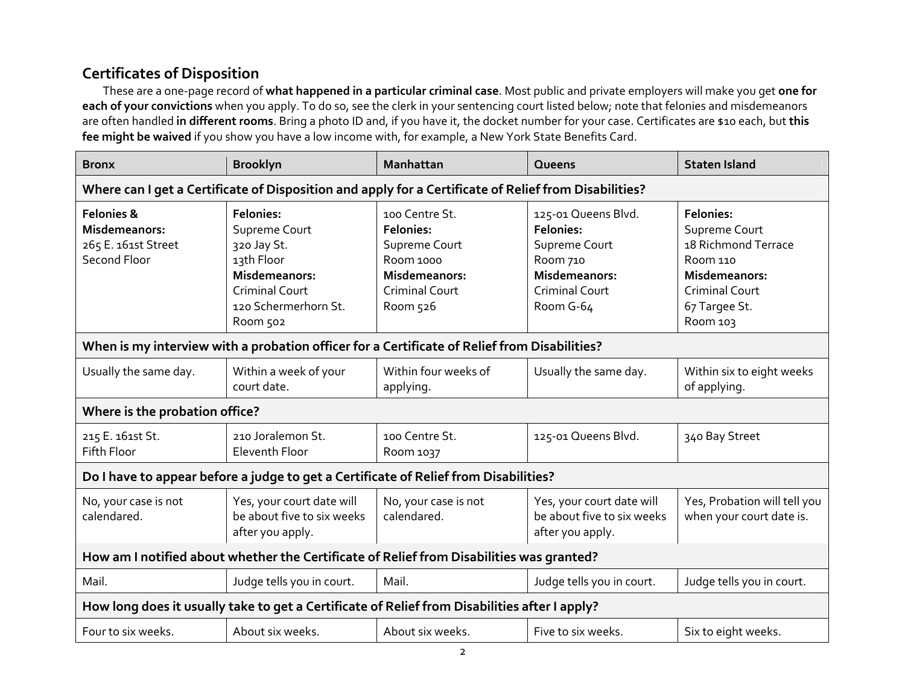## Certificates of Disposition

These are a one-page record of **what happened in a particular criminal case**. Most public and private employers will make you get **one for each of your convictions** when you apply. To do so, see the clerk in your sentencing court listed below; note that felonies and misdemeanors are often handled **in different rooms**. Bring a photo ID and, if you have it, the docket number for your case. Certificates are $10 each, but **this fee might be waived** if you show you have a low income with, for example, a New York State Benefits Card.

| Bronx | Brooklyn | Manhattan | Queens | Staten Island |
|---|---|---|---|---|
| **Where can I get a Certificate of Disposition and apply for a Certificate of Relief from Disabilities?** | | | | |
| **Felonies & Misdemeanors:**<br>265 E. 161st Street<br>Second Floor | **Felonies:**<br>Supreme Court<br>320 Jay St.<br>13th Floor<br>**Misdemeanors:**<br>Criminal Court<br>120 Schermerhorn St.<br>Room 502 | 100 Centre St.<br>**Felonies:**<br>Supreme Court<br>Room 1000<br>**Misdemeanors:**<br>Criminal Court<br>Room 526 | 125-01 Queens Blvd.<br>**Felonies:**<br>Supreme Court<br>Room 710<br>**Misdemeanors:**<br>Criminal Court<br>Room G-64 | **Felonies:**<br>Supreme Court<br>18 Richmond Terrace<br>Room 110<br>**Misdemeanors:**<br>Criminal Court<br>67 Targee St.<br>Room 103 |
| **When is my interview with a probation officer for a Certificate of Relief from Disabilities?** | | | | |
| Usually the same day. | Within a week of your court date. | Within four weeks of applying. | Usually the same day. | Within six to eight weeks of applying. |
| **Where is the probation office?** | | | | |
| 215 E. 161st St.<br>Fifth Floor | 210 Joralemon St.<br>Eleventh Floor | 100 Centre St.<br>Room 1037 | 125-01 Queens Blvd. | 340 Bay Street |
| **Do I have to appear before a judge to get a Certificate of Relief from Disabilities?** | | | | |
| No, your case is not calendared. | Yes, your court date will be about five to six weeks after you apply. | No, your case is not calendared. | Yes, your court date will be about five to six weeks after you apply. | Yes, Probation will tell you when your court date is. |
| **How am I notified about whether the Certificate of Relief from Disabilities was granted?** | | | | |
| Mail. | Judge tells you in court. | Mail. | Judge tells you in court. | Judge tells you in court. |
| **How long does it usually take to get a Certificate of Relief from Disabilities after I apply?** | | | | |
| Four to six weeks. | About six weeks. | About six weeks. | Five to six weeks. | Six to eight weeks. |